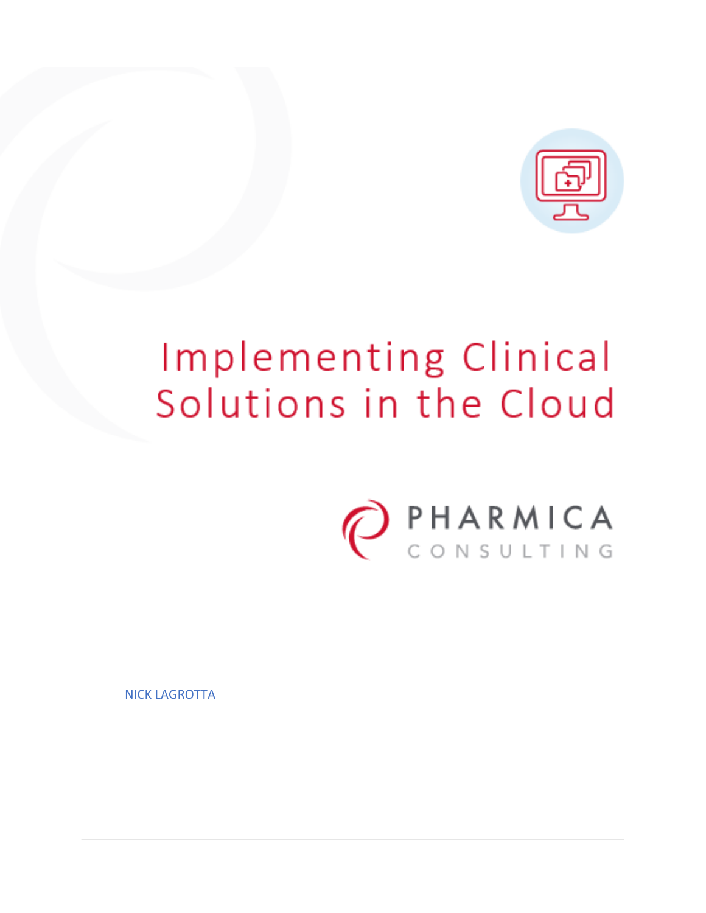# Implementing Clinical Solutions in the Cloud

PHARMICA CONSULTING

NICK LAGROTTA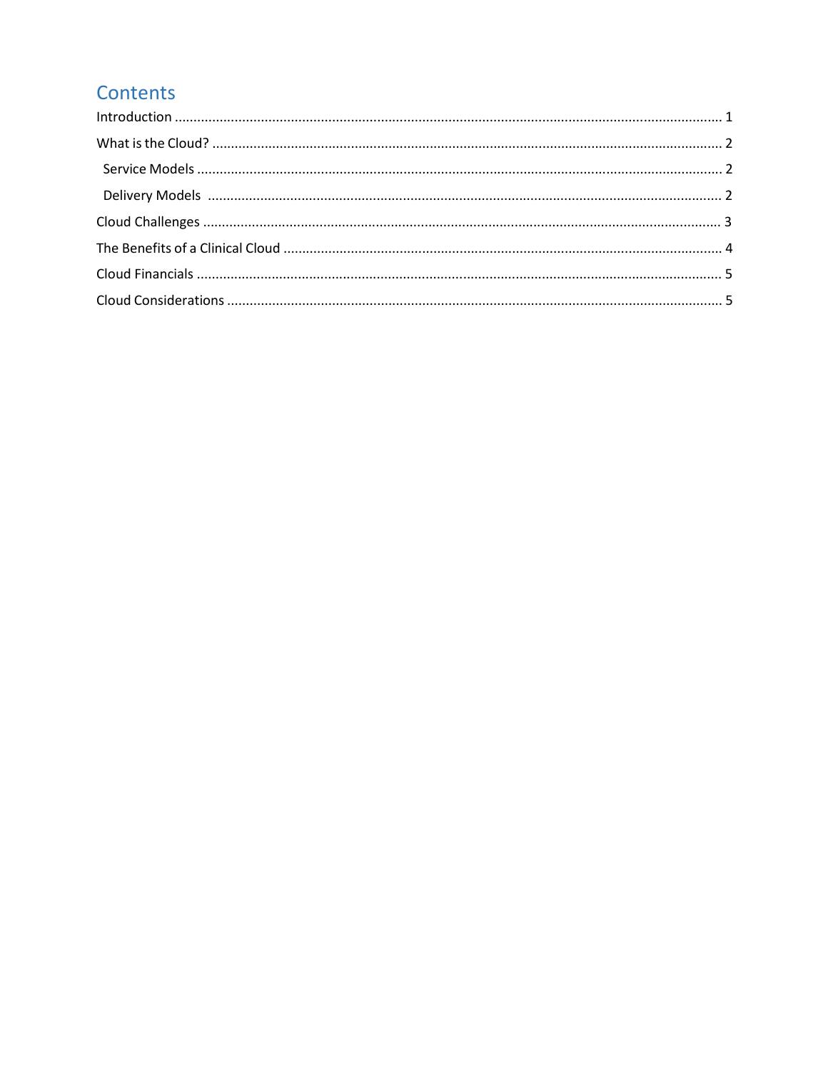## Contents

Introduction ........................................................................................................................................ 1

What is the Cloud? ............................................................................................................................. 2

- Service Models ................................................................................................................................ 2
- Delivery Models ............................................................................................................................... 2

Cloud Challenges ............................................................................................................................... 3

The Benefits of a Clinical Cloud .......................................................................................................... 4

Cloud Financials ................................................................................................................................. 5

Cloud Considerations ......................................................................................................................... 5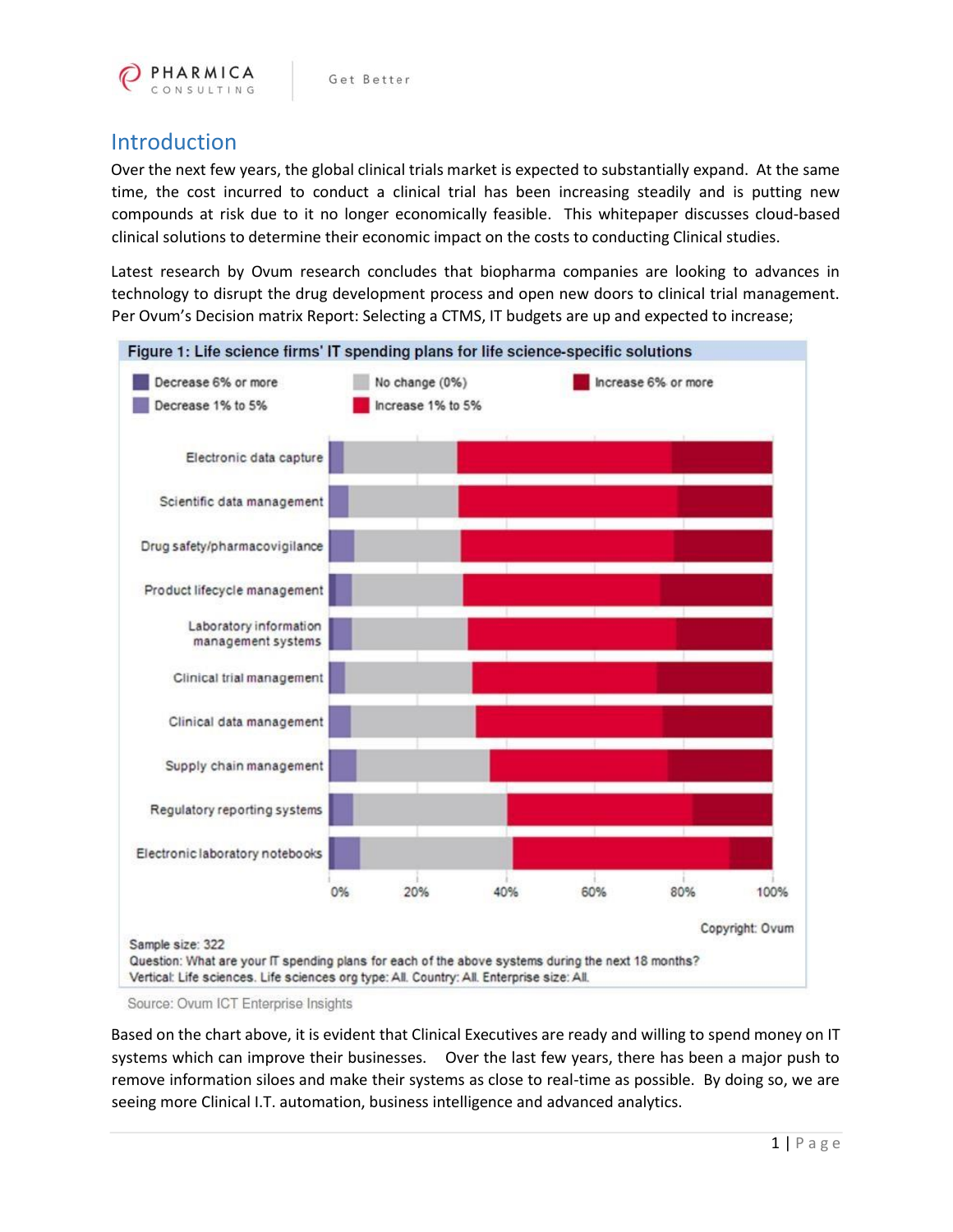## Introduction

Over the next few years, the global clinical trials market is expected to substantially expand. At the same time, the cost incurred to conduct a clinical trial has been increasing steadily and is putting new compounds at risk due to it no longer economically feasible. This whitepaper discusses cloud-based clinical solutions to determine their economic impact on the costs to conducting Clinical studies.

Latest research by Ovum research concludes that biopharma companies are looking to advances in technology to disrupt the drug development process and open new doors to clinical trial management. Per Ovum's Decision matrix Report: Selecting a CTMS, IT budgets are up and expected to increase;

**Figure 1: Life science firms' IT spending plans for life science-specific solutions**

Copyright: Ovum

Sample size: 322
Question: What are your IT spending plans for each of the above systems during the next 18 months?
Vertical: Life sciences. Life sciences org type: All. Country: All. Enterprise size: All.

Source: Ovum ICT Enterprise Insights

Based on the chart above, it is evident that Clinical Executives are ready and willing to spend money on IT systems which can improve their businesses. Over the last few years, there has been a major push to remove information siloes and make their systems as close to real-time as possible. By doing so, we are seeing more Clinical I.T. automation, business intelligence and advanced analytics.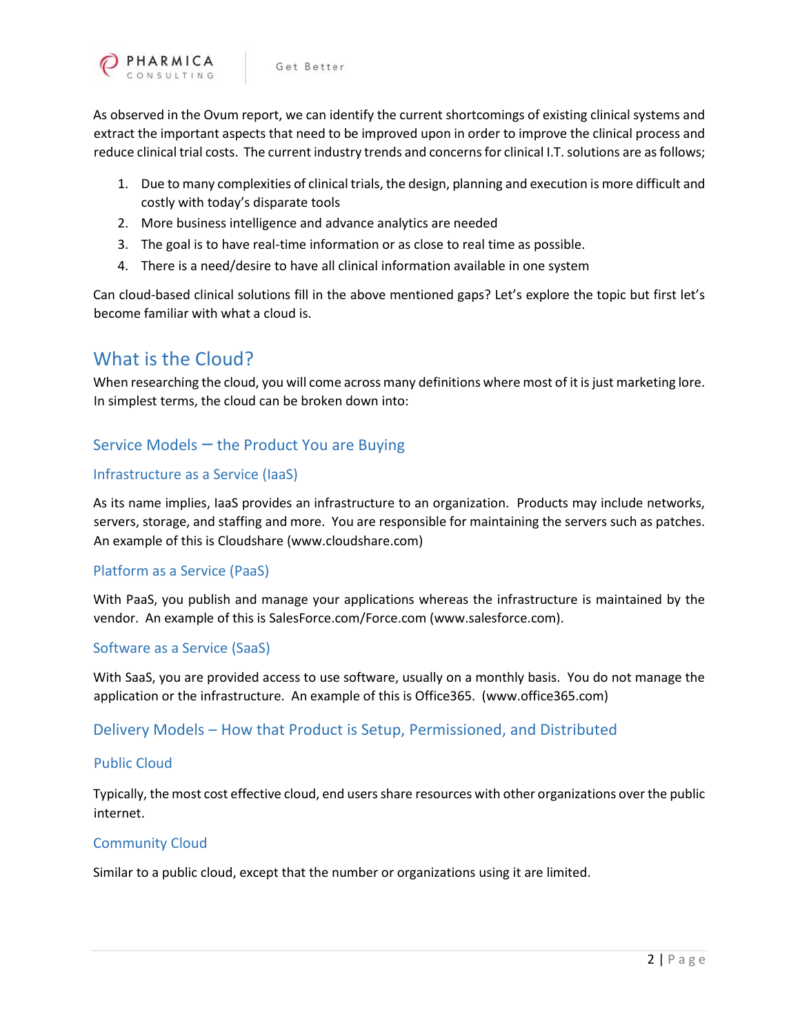As observed in the Ovum report, we can identify the current shortcomings of existing clinical systems and extract the important aspects that need to be improved upon in order to improve the clinical process and reduce clinical trial costs. The current industry trends and concerns for clinical I.T. solutions are as follows;

1. Due to many complexities of clinical trials, the design, planning and execution is more difficult and costly with today's disparate tools
2. More business intelligence and advance analytics are needed
3. The goal is to have real-time information or as close to real time as possible.
4. There is a need/desire to have all clinical information available in one system

Can cloud-based clinical solutions fill in the above mentioned gaps? Let's explore the topic but first let's become familiar with what a cloud is.

# What is the Cloud?

When researching the cloud, you will come across many definitions where most of it is just marketing lore. In simplest terms, the cloud can be broken down into:

## Service Models – the Product You are Buying

### Infrastructure as a Service (IaaS)

As its name implies, IaaS provides an infrastructure to an organization. Products may include networks, servers, storage, and staffing and more. You are responsible for maintaining the servers such as patches. An example of this is Cloudshare (www.cloudshare.com)

### Platform as a Service (PaaS)

With PaaS, you publish and manage your applications whereas the infrastructure is maintained by the vendor. An example of this is SalesForce.com/Force.com (www.salesforce.com).

### Software as a Service (SaaS)

With SaaS, you are provided access to use software, usually on a monthly basis. You do not manage the application or the infrastructure. An example of this is Office365. (www.office365.com)

## Delivery Models – How that Product is Setup, Permissioned, and Distributed

### Public Cloud

Typically, the most cost effective cloud, end users share resources with other organizations over the public internet.

### Community Cloud

Similar to a public cloud, except that the number or organizations using it are limited.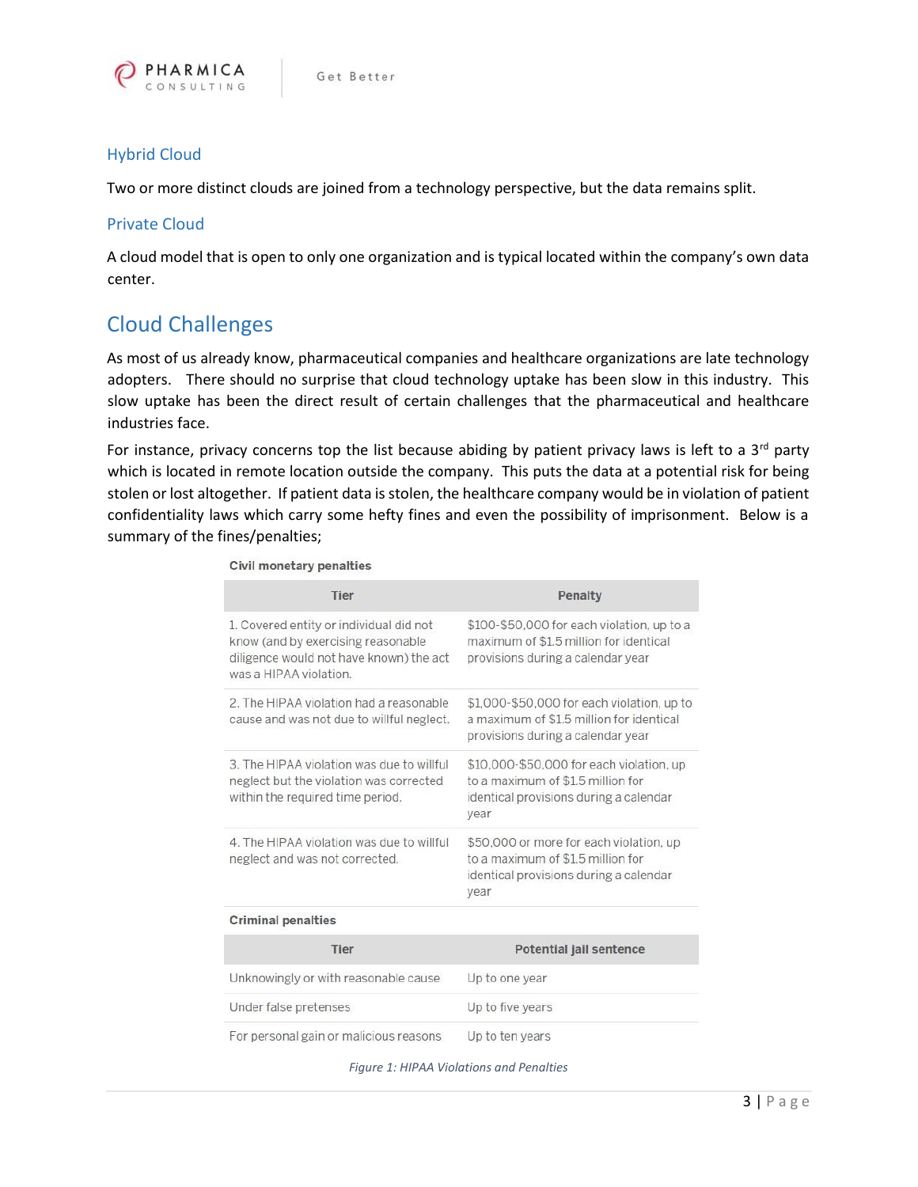### Hybrid Cloud

Two or more distinct clouds are joined from a technology perspective, but the data remains split.

### Private Cloud

A cloud model that is open to only one organization and is typical located within the company's own data center.

## Cloud Challenges

As most of us already know, pharmaceutical companies and healthcare organizations are late technology adopters. There should no surprise that cloud technology uptake has been slow in this industry. This slow uptake has been the direct result of certain challenges that the pharmaceutical and healthcare industries face.

For instance, privacy concerns top the list because abiding by patient privacy laws is left to a 3rd party which is located in remote location outside the company. This puts the data at a potential risk for being stolen or lost altogether. If patient data is stolen, the healthcare company would be in violation of patient confidentiality laws which carry some hefty fines and even the possibility of imprisonment. Below is a summary of the fines/penalties;

**Civil monetary penalties**

| Tier | Penalty |
|---|---|
| 1. Covered entity or individual did not know (and by exercising reasonable diligence would not have known) the act was a HIPAA violation. | $100-$50,000 for each violation, up to a maximum of $1.5 million for identical provisions during a calendar year |
| 2. The HIPAA violation had a reasonable cause and was not due to willful neglect. | $1,000-$50,000 for each violation, up to a maximum of $1.5 million for identical provisions during a calendar year |
| 3. The HIPAA violation was due to willful neglect but the violation was corrected within the required time period. | $10,000-$50,000 for each violation, up to a maximum of $1.5 million for identical provisions during a calendar year |
| 4. The HIPAA violation was due to willful neglect and was not corrected. | $50,000 or more for each violation, up to a maximum of $1.5 million for identical provisions during a calendar year |

**Criminal penalties**

| Tier | Potential jail sentence |
|---|---|
| Unknowingly or with reasonable cause | Up to one year |
| Under false pretenses | Up to five years |
| For personal gain or malicious reasons | Up to ten years |

*Figure 1: HIPAA Violations and Penalties*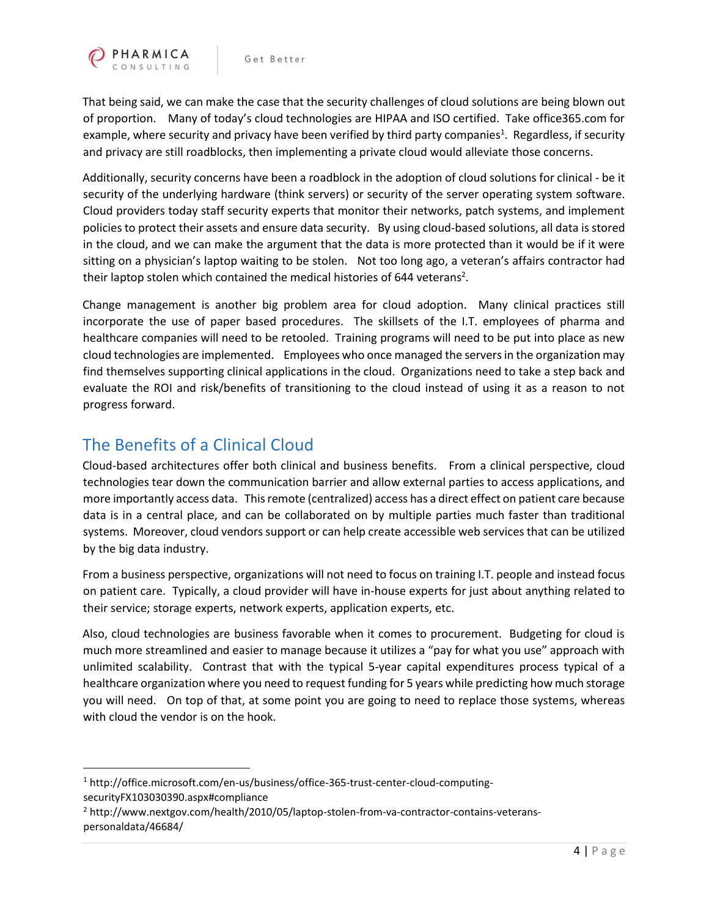That being said, we can make the case that the security challenges of cloud solutions are being blown out of proportion. Many of today's cloud technologies are HIPAA and ISO certified. Take office365.com for example, where security and privacy have been verified by third party companies[1]. Regardless, if security and privacy are still roadblocks, then implementing a private cloud would alleviate those concerns.

Additionally, security concerns have been a roadblock in the adoption of cloud solutions for clinical - be it security of the underlying hardware (think servers) or security of the server operating system software. Cloud providers today staff security experts that monitor their networks, patch systems, and implement policies to protect their assets and ensure data security. By using cloud-based solutions, all data is stored in the cloud, and we can make the argument that the data is more protected than it would be if it were sitting on a physician's laptop waiting to be stolen. Not too long ago, a veteran's affairs contractor had their laptop stolen which contained the medical histories of 644 veterans[2].

Change management is another big problem area for cloud adoption. Many clinical practices still incorporate the use of paper based procedures. The skillsets of the I.T. employees of pharma and healthcare companies will need to be retooled. Training programs will need to be put into place as new cloud technologies are implemented. Employees who once managed the servers in the organization may find themselves supporting clinical applications in the cloud. Organizations need to take a step back and evaluate the ROI and risk/benefits of transitioning to the cloud instead of using it as a reason to not progress forward.

## The Benefits of a Clinical Cloud

Cloud-based architectures offer both clinical and business benefits. From a clinical perspective, cloud technologies tear down the communication barrier and allow external parties to access applications, and more importantly access data. This remote (centralized) access has a direct effect on patient care because data is in a central place, and can be collaborated on by multiple parties much faster than traditional systems. Moreover, cloud vendors support or can help create accessible web services that can be utilized by the big data industry.

From a business perspective, organizations will not need to focus on training I.T. people and instead focus on patient care. Typically, a cloud provider will have in-house experts for just about anything related to their service; storage experts, network experts, application experts, etc.

Also, cloud technologies are business favorable when it comes to procurement. Budgeting for cloud is much more streamlined and easier to manage because it utilizes a "pay for what you use" approach with unlimited scalability. Contrast that with the typical 5-year capital expenditures process typical of a healthcare organization where you need to request funding for 5 years while predicting how much storage you will need. On top of that, at some point you are going to need to replace those systems, whereas with cloud the vendor is on the hook.

---

[1] http://office.microsoft.com/en-us/business/office-365-trust-center-cloud-computing-securityFX103030390.aspx#compliance

[2] http://www.nextgov.com/health/2010/05/laptop-stolen-from-va-contractor-contains-veterans-personaldata/46684/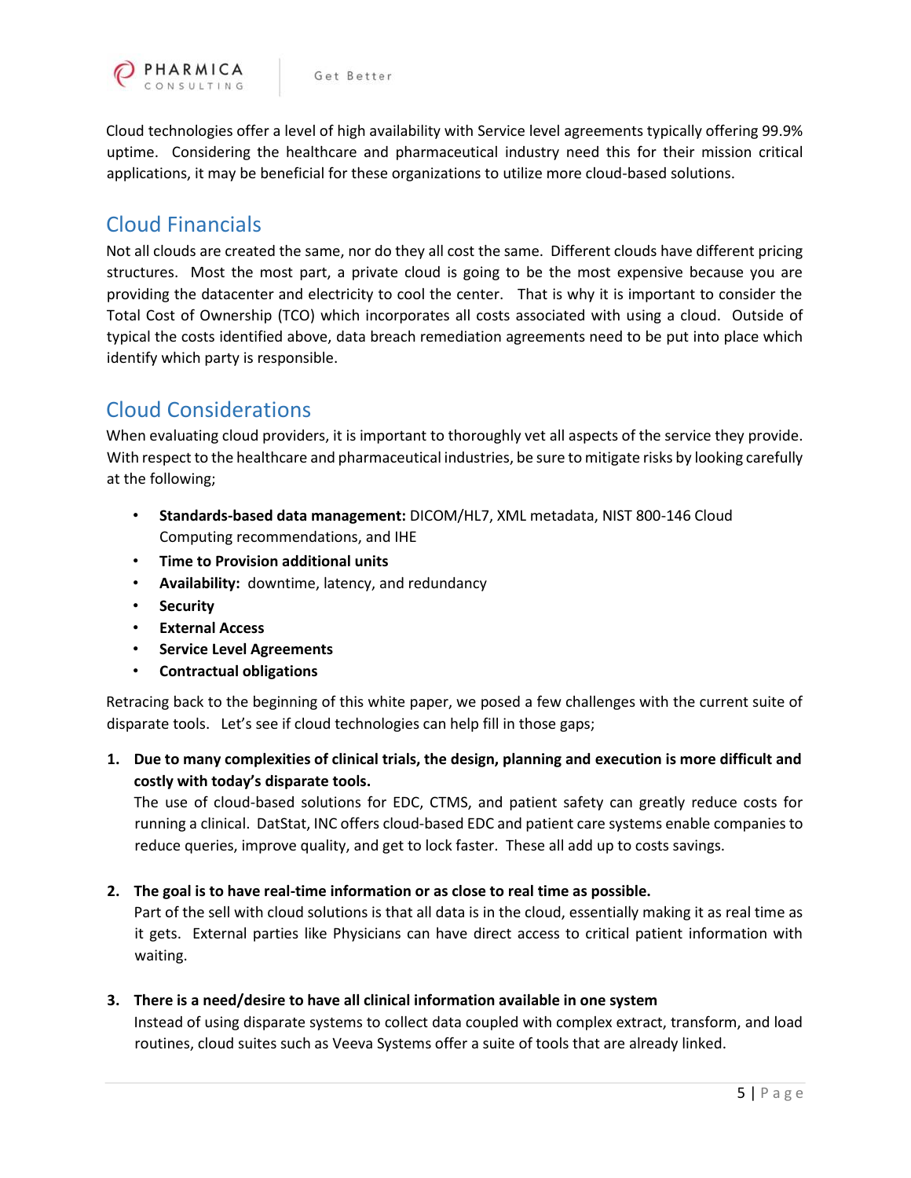Cloud technologies offer a level of high availability with Service level agreements typically offering 99.9% uptime. Considering the healthcare and pharmaceutical industry need this for their mission critical applications, it may be beneficial for these organizations to utilize more cloud-based solutions.

## Cloud Financials

Not all clouds are created the same, nor do they all cost the same. Different clouds have different pricing structures. Most the most part, a private cloud is going to be the most expensive because you are providing the datacenter and electricity to cool the center. That is why it is important to consider the Total Cost of Ownership (TCO) which incorporates all costs associated with using a cloud. Outside of typical the costs identified above, data breach remediation agreements need to be put into place which identify which party is responsible.

## Cloud Considerations

When evaluating cloud providers, it is important to thoroughly vet all aspects of the service they provide. With respect to the healthcare and pharmaceutical industries, be sure to mitigate risks by looking carefully at the following;

- **Standards-based data management:** DICOM/HL7, XML metadata, NIST 800-146 Cloud Computing recommendations, and IHE
- **Time to Provision additional units**
- **Availability:** downtime, latency, and redundancy
- **Security**
- **External Access**
- **Service Level Agreements**
- **Contractual obligations**

Retracing back to the beginning of this white paper, we posed a few challenges with the current suite of disparate tools. Let's see if cloud technologies can help fill in those gaps;

1. **Due to many complexities of clinical trials, the design, planning and execution is more difficult and costly with today's disparate tools.**
   The use of cloud-based solutions for EDC, CTMS, and patient safety can greatly reduce costs for running a clinical. DatStat, INC offers cloud-based EDC and patient care systems enable companies to reduce queries, improve quality, and get to lock faster. These all add up to costs savings.

2. **The goal is to have real-time information or as close to real time as possible.**
   Part of the sell with cloud solutions is that all data is in the cloud, essentially making it as real time as it gets. External parties like Physicians can have direct access to critical patient information with waiting.

3. **There is a need/desire to have all clinical information available in one system**
   Instead of using disparate systems to collect data coupled with complex extract, transform, and load routines, cloud suites such as Veeva Systems offer a suite of tools that are already linked.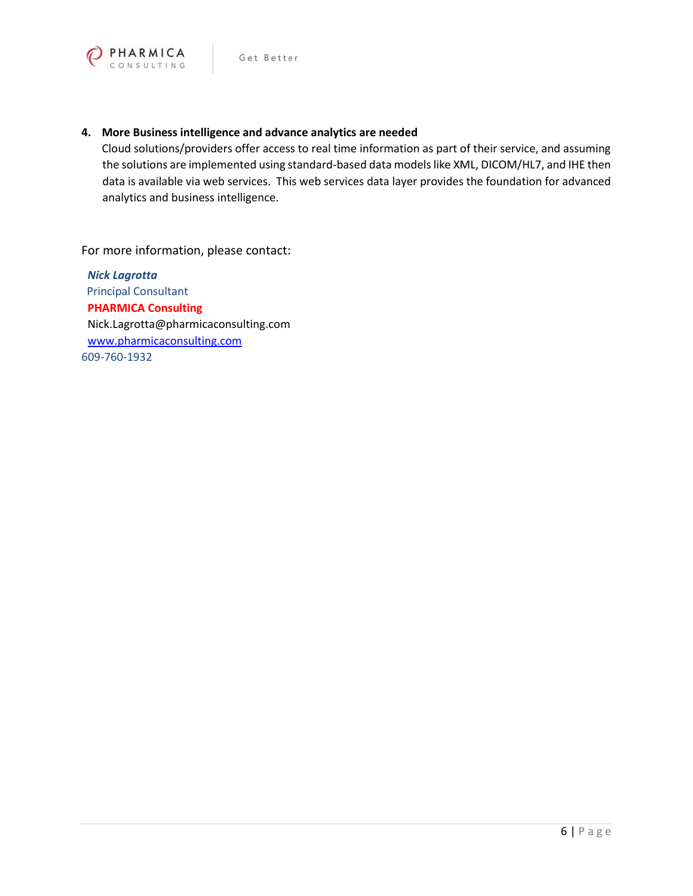4. **More Business intelligence and advance analytics are needed**
   Cloud solutions/providers offer access to real time information as part of their service, and assuming the solutions are implemented using standard-based data models like XML, DICOM/HL7, and IHE then data is available via web services. This web services data layer provides the foundation for advanced analytics and business intelligence.

For more information, please contact:

***Nick Lagrotta***
Principal Consultant
**PHARMICA Consulting**
Nick.Lagrotta@pharmicaconsulting.com
www.pharmicaconsulting.com
609-760-1932